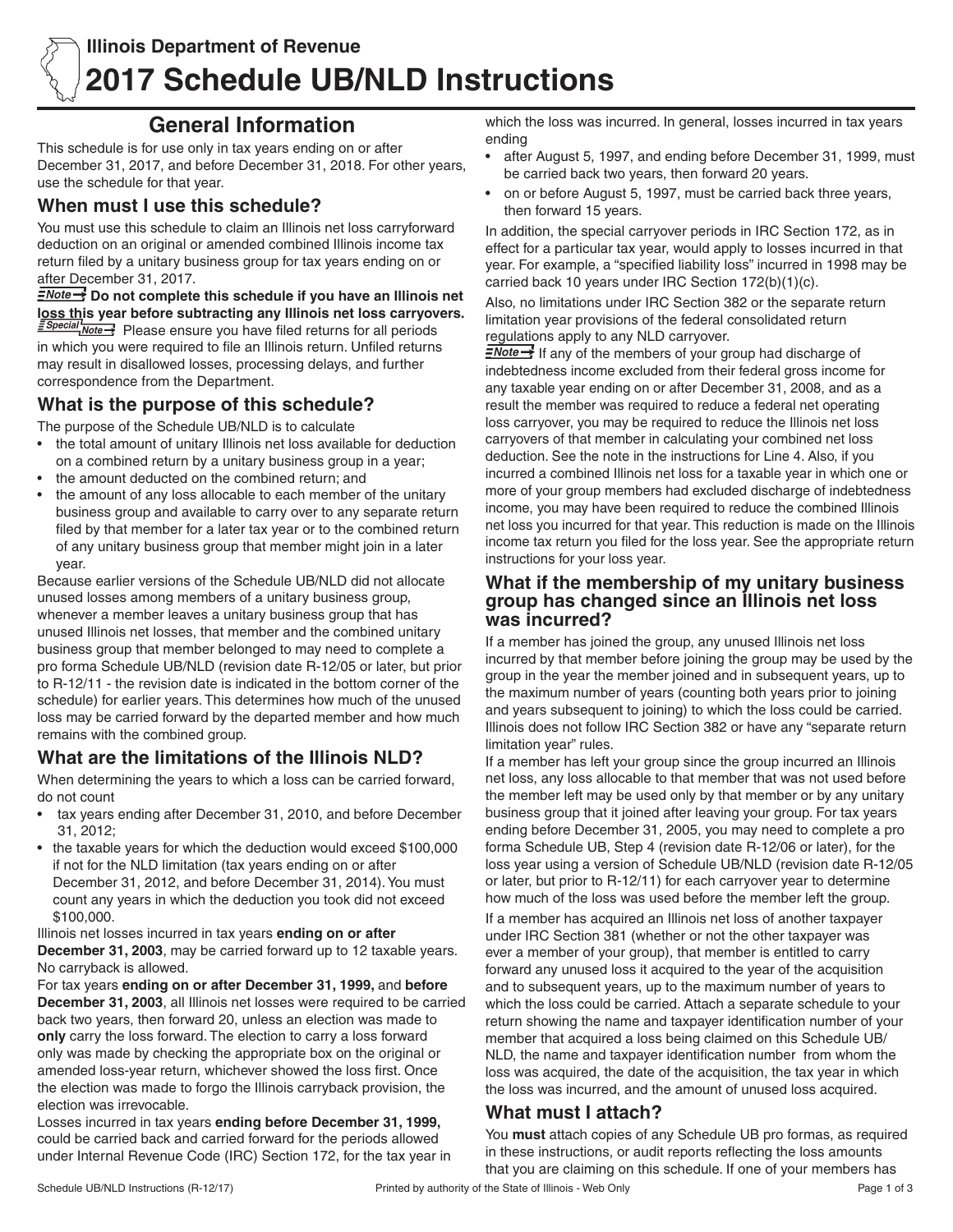Illinois Department of Revenue

# 2017 Schedule UB/NLD Instructions

## General Information

This schedule is for use only in tax years ending on or after December 31, 2017, and before December 31, 2018. For other years, use the schedule for that year.

### When must I use this schedule?

You must use this schedule to claim an Illinois net loss carryforward deduction on an original or amended combined Illinois income tax return filed by a unitary business group for tax years ending on or after December 31, 2017.

**Note →** **Do not complete this schedule if you have an Illinois net loss this year before subtracting any Illinois net loss carryovers.**

**Special Note →** Please ensure you have filed returns for all periods in which you were required to file an Illinois return. Unfiled returns may result in disallowed losses, processing delays, and further correspondence from the Department.

### What is the purpose of this schedule?

The purpose of the Schedule UB/NLD is to calculate

- the total amount of unitary Illinois net loss available for deduction on a combined return by a unitary business group in a year;
- the amount deducted on the combined return; and
- the amount of any loss allocable to each member of the unitary business group and available to carry over to any separate return filed by that member for a later tax year or to the combined return of any unitary business group that member might join in a later year.

Because earlier versions of the Schedule UB/NLD did not allocate unused losses among members of a unitary business group, whenever a member leaves a unitary business group that has unused Illinois net losses, that member and the combined unitary business group that member belonged to may need to complete a pro forma Schedule UB/NLD (revision date R-12/05 or later, but prior to R-12/11 - the revision date is indicated in the bottom corner of the schedule) for earlier years. This determines how much of the unused loss may be carried forward by the departed member and how much remains with the combined group.

### What are the limitations of the Illinois NLD?

When determining the years to which a loss can be carried forward, do not count

- tax years ending after December 31, 2010, and before December 31, 2012;
- the taxable years for which the deduction would exceed $100,000 if not for the NLD limitation (tax years ending on or after December 31, 2012, and before December 31, 2014). You must count any years in which the deduction you took did not exceed $100,000.

Illinois net losses incurred in tax years **ending on or after December 31, 2003**, may be carried forward up to 12 taxable years. No carryback is allowed.

For tax years **ending on or after December 31, 1999,** and **before December 31, 2003**, all Illinois net losses were required to be carried back two years, then forward 20, unless an election was made to **only** carry the loss forward. The election to carry a loss forward only was made by checking the appropriate box on the original or amended loss-year return, whichever showed the loss first. Once the election was made to forgo the Illinois carryback provision, the election was irrevocable.

Losses incurred in tax years **ending before December 31, 1999,** could be carried back and carried forward for the periods allowed under Internal Revenue Code (IRC) Section 172, for the tax year in which the loss was incurred. In general, losses incurred in tax years ending

- after August 5, 1997, and ending before December 31, 1999, must be carried back two years, then forward 20 years.
- on or before August 5, 1997, must be carried back three years, then forward 15 years.

In addition, the special carryover periods in IRC Section 172, as in effect for a particular tax year, would apply to losses incurred in that year. For example, a "specified liability loss" incurred in 1998 may be carried back 10 years under IRC Section 172(b)(1)(c).

Also, no limitations under IRC Section 382 or the separate return limitation year provisions of the federal consolidated return regulations apply to any NLD carryover.

**Note →** If any of the members of your group had discharge of indebtedness income excluded from their federal gross income for any taxable year ending on or after December 31, 2008, and as a result the member was required to reduce a federal net operating loss carryover, you may be required to reduce the Illinois net loss carryovers of that member in calculating your combined net loss deduction. See the note in the instructions for Line 4. Also, if you incurred a combined Illinois net loss for a taxable year in which one or more of your group members had excluded discharge of indebtedness income, you may have been required to reduce the combined Illinois net loss you incurred for that year. This reduction is made on the Illinois income tax return you filed for the loss year. See the appropriate return instructions for your loss year.

### What if the membership of my unitary business group has changed since an Illinois net loss was incurred?

If a member has joined the group, any unused Illinois net loss incurred by that member before joining the group may be used by the group in the year the member joined and in subsequent years, up to the maximum number of years (counting both years prior to joining and years subsequent to joining) to which the loss could be carried. Illinois does not follow IRC Section 382 or have any "separate return limitation year" rules.

If a member has left your group since the group incurred an Illinois net loss, any loss allocable to that member that was not used before the member left may be used only by that member or by any unitary business group that it joined after leaving your group. For tax years ending before December 31, 2005, you may need to complete a pro forma Schedule UB, Step 4 (revision date R-12/06 or later), for the loss year using a version of Schedule UB/NLD (revision date R-12/05 or later, but prior to R-12/11) for each carryover year to determine how much of the loss was used before the member left the group.

If a member has acquired an Illinois net loss of another taxpayer under IRC Section 381 (whether or not the other taxpayer was ever a member of your group), that member is entitled to carry forward any unused loss it acquired to the year of the acquisition and to subsequent years, up to the maximum number of years to which the loss could be carried. Attach a separate schedule to your return showing the name and taxpayer identification number of your member that acquired a loss being claimed on this Schedule UB/NLD, the name and taxpayer identification number from whom the loss was acquired, the date of the acquisition, the tax year in which the loss was incurred, and the amount of unused loss acquired.

### What must I attach?

You **must** attach copies of any Schedule UB pro formas, as required in these instructions, or audit reports reflecting the loss amounts that you are claiming on this schedule. If one of your members has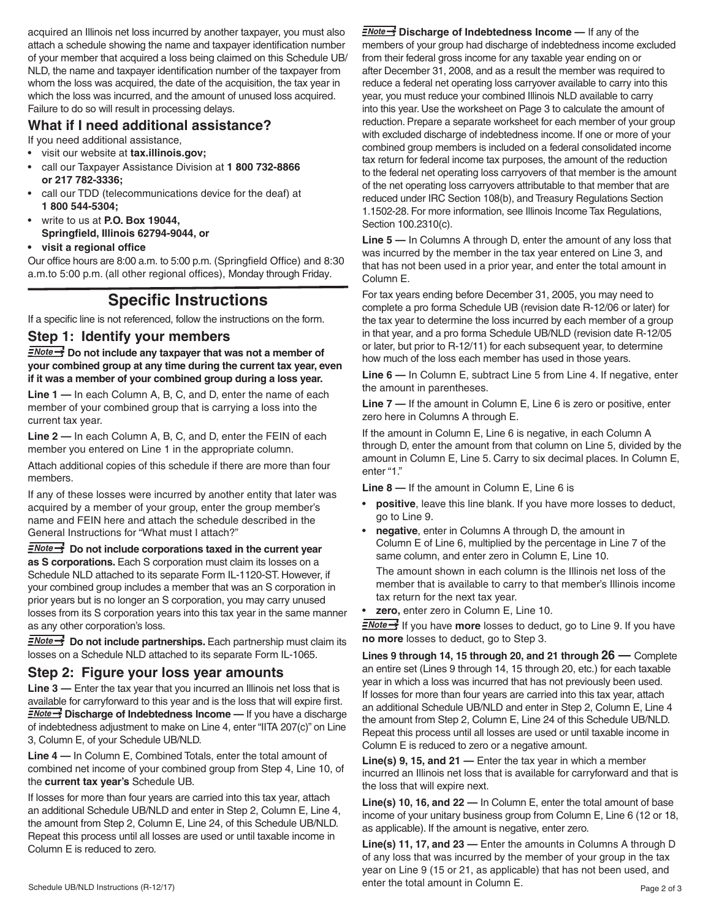acquired an Illinois net loss incurred by another taxpayer, you must also attach a schedule showing the name and taxpayer identification number of your member that acquired a loss being claimed on this Schedule UB/NLD, the name and taxpayer identification number of the taxpayer from whom the loss was acquired, the date of the acquisition, the tax year in which the loss was incurred, and the amount of unused loss acquired. Failure to do so will result in processing delays.

## What if I need additional assistance?

If you need additional assistance,

- visit our website at **tax.illinois.gov;**
- call our Taxpayer Assistance Division at **1 800 732-8866 or 217 782-3336;**
- call our TDD (telecommunications device for the deaf) at **1 800 544-5304;**
- write to us at **P.O. Box 19044, Springfield, Illinois 62794-9044, or**
- **visit a regional office**

Our office hours are 8:00 a.m. to 5:00 p.m. (Springfield Office) and 8:30 a.m.to 5:00 p.m. (all other regional offices), Monday through Friday.

# Specific Instructions

If a specific line is not referenced, follow the instructions on the form.

## Step 1: Identify your members

**Note** **Do not include any taxpayer that was not a member of your combined group at any time during the current tax year, even if it was a member of your combined group during a loss year.**

**Line 1 —** In each Column A, B, C, and D, enter the name of each member of your combined group that is carrying a loss into the current tax year.

**Line 2 —** In each Column A, B, C, and D, enter the FEIN of each member you entered on Line 1 in the appropriate column.

Attach additional copies of this schedule if there are more than four members.

If any of these losses were incurred by another entity that later was acquired by a member of your group, enter the group member's name and FEIN here and attach the schedule described in the General Instructions for "What must I attach?"

**Note** **Do not include corporations taxed in the current year as S corporations.** Each S corporation must claim its losses on a Schedule NLD attached to its separate Form IL-1120-ST. However, if your combined group includes a member that was an S corporation in prior years but is no longer an S corporation, you may carry unused losses from its S corporation years into this tax year in the same manner as any other corporation's loss.

**Note** **Do not include partnerships.** Each partnership must claim its losses on a Schedule NLD attached to its separate Form IL-1065.

## Step 2: Figure your loss year amounts

**Line 3 —** Enter the tax year that you incurred an Illinois net loss that is available for carryforward to this year and is the loss that will expire first.

**Note** **Discharge of Indebtedness Income —** If you have a discharge of indebtedness adjustment to make on Line 4, enter "IITA 207(c)" on Line 3, Column E, of your Schedule UB/NLD.

**Line 4 —** In Column E, Combined Totals, enter the total amount of combined net income of your combined group from Step 4, Line 10, of the **current tax year's** Schedule UB.

If losses for more than four years are carried into this tax year, attach an additional Schedule UB/NLD and enter in Step 2, Column E, Line 4, the amount from Step 2, Column E, Line 24, of this Schedule UB/NLD. Repeat this process until all losses are used or until taxable income in Column E is reduced to zero.

**Note** **Discharge of Indebtedness Income —** If any of the members of your group had discharge of indebtedness income excluded from their federal gross income for any taxable year ending on or after December 31, 2008, and as a result the member was required to reduce a federal net operating loss carryover available to carry into this year, you must reduce your combined Illinois NLD available to carry into this year. Use the worksheet on Page 3 to calculate the amount of reduction. Prepare a separate worksheet for each member of your group with excluded discharge of indebtedness income. If one or more of your combined group members is included on a federal consolidated income tax return for federal income tax purposes, the amount of the reduction to the federal net operating loss carryovers of that member is the amount of the net operating loss carryovers attributable to that member that are reduced under IRC Section 108(b), and Treasury Regulations Section 1.1502-28. For more information, see Illinois Income Tax Regulations, Section 100.2310(c).

**Line 5 —** In Columns A through D, enter the amount of any loss that was incurred by the member in the tax year entered on Line 3, and that has not been used in a prior year, and enter the total amount in Column E.

For tax years ending before December 31, 2005, you may need to complete a pro forma Schedule UB (revision date R-12/06 or later) for the tax year to determine the loss incurred by each member of a group in that year, and a pro forma Schedule UB/NLD (revision date R-12/05 or later, but prior to R-12/11) for each subsequent year, to determine how much of the loss each member has used in those years.

**Line 6 —** In Column E, subtract Line 5 from Line 4. If negative, enter the amount in parentheses.

**Line 7 —** If the amount in Column E, Line 6 is zero or positive, enter zero here in Columns A through E.

If the amount in Column E, Line 6 is negative, in each Column A through D, enter the amount from that column on Line 5, divided by the amount in Column E, Line 5. Carry to six decimal places. In Column E, enter "1."

**Line 8 —** If the amount in Column E, Line 6 is

- **positive**, leave this line blank. If you have more losses to deduct, go to Line 9.
- **negative**, enter in Columns A through D, the amount in Column E of Line 6, multiplied by the percentage in Line 7 of the same column, and enter zero in Column E, Line 10.

  The amount shown in each column is the Illinois net loss of the member that is available to carry to that member's Illinois income tax return for the next tax year.
- **zero,** enter zero in Column E, Line 10.

**Note** If you have **more** losses to deduct, go to Line 9. If you have **no more** losses to deduct, go to Step 3.

**Lines 9 through 14, 15 through 20, and 21 through 26 —** Complete an entire set (Lines 9 through 14, 15 through 20, etc.) for each taxable year in which a loss was incurred that has not previously been used. If losses for more than four years are carried into this tax year, attach an additional Schedule UB/NLD and enter in Step 2, Column E, Line 4 the amount from Step 2, Column E, Line 24 of this Schedule UB/NLD. Repeat this process until all losses are used or until taxable income in Column E is reduced to zero or a negative amount.

**Line(s) 9, 15, and 21 —** Enter the tax year in which a member incurred an Illinois net loss that is available for carryforward and that is the loss that will expire next.

**Line(s) 10, 16, and 22 —** In Column E, enter the total amount of base income of your unitary business group from Column E, Line 6 (12 or 18, as applicable). If the amount is negative, enter zero.

**Line(s) 11, 17, and 23 —** Enter the amounts in Columns A through D of any loss that was incurred by the member of your group in the tax year on Line 9 (15 or 21, as applicable) that has not been used, and enter the total amount in Column E.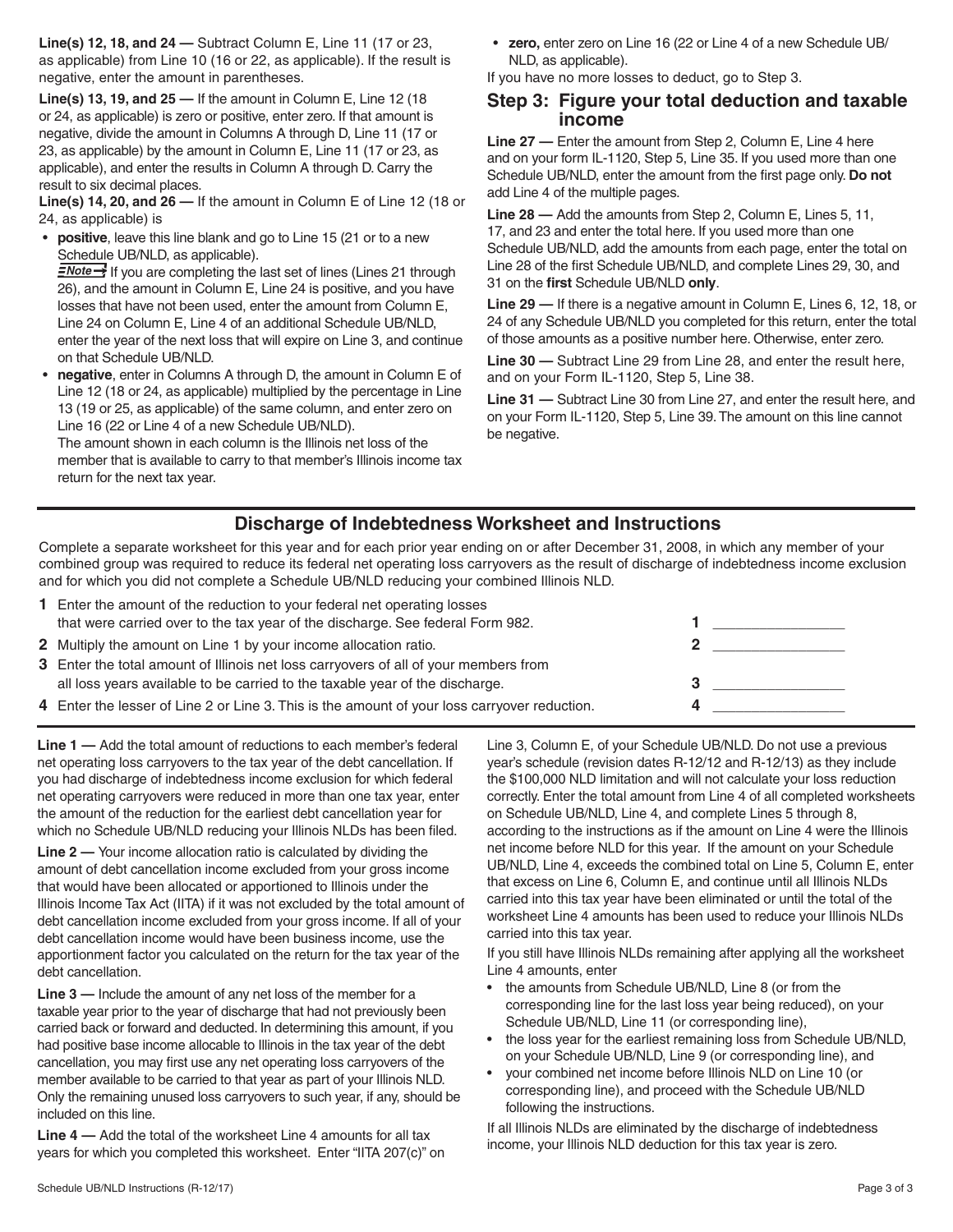**Line(s) 12, 18, and 24 —** Subtract Column E, Line 11 (17 or 23, as applicable) from Line 10 (16 or 22, as applicable). If the result is negative, enter the amount in parentheses.

**Line(s) 13, 19, and 25 —** If the amount in Column E, Line 12 (18 or 24, as applicable) is zero or positive, enter zero. If that amount is negative, divide the amount in Columns A through D, Line 11 (17 or 23, as applicable) by the amount in Column E, Line 11 (17 or 23, as applicable), and enter the results in Column A through D. Carry the result to six decimal places.

**Line(s) 14, 20, and 26 —** If the amount in Column E of Line 12 (18 or 24, as applicable) is

- **positive**, leave this line blank and go to Line 15 (21 or to a new Schedule UB/NLD, as applicable).
  **Note** If you are completing the last set of lines (Lines 21 through 26), and the amount in Column E, Line 24 is positive, and you have losses that have not been used, enter the amount from Column E, Line 24 on Column E, Line 4 of an additional Schedule UB/NLD, enter the year of the next loss that will expire on Line 3, and continue on that Schedule UB/NLD.
- **negative**, enter in Columns A through D, the amount in Column E of Line 12 (18 or 24, as applicable) multiplied by the percentage in Line 13 (19 or 25, as applicable) of the same column, and enter zero on Line 16 (22 or Line 4 of a new Schedule UB/NLD).
  The amount shown in each column is the Illinois net loss of the member that is available to carry to that member's Illinois income tax return for the next tax year.
- **zero,** enter zero on Line 16 (22 or Line 4 of a new Schedule UB/NLD, as applicable).

If you have no more losses to deduct, go to Step 3.

## Step 3: Figure your total deduction and taxable income

**Line 27 —** Enter the amount from Step 2, Column E, Line 4 here and on your form IL-1120, Step 5, Line 35. If you used more than one Schedule UB/NLD, enter the amount from the first page only. **Do not** add Line 4 of the multiple pages.

**Line 28 —** Add the amounts from Step 2, Column E, Lines 5, 11, 17, and 23 and enter the total here. If you used more than one Schedule UB/NLD, add the amounts from each page, enter the total on Line 28 of the first Schedule UB/NLD, and complete Lines 29, 30, and 31 on the **first** Schedule UB/NLD **only**.

**Line 29 —** If there is a negative amount in Column E, Lines 6, 12, 18, or 24 of any Schedule UB/NLD you completed for this return, enter the total of those amounts as a positive number here. Otherwise, enter zero.

**Line 30 —** Subtract Line 29 from Line 28, and enter the result here, and on your Form IL-1120, Step 5, Line 38.

**Line 31 —** Subtract Line 30 from Line 27, and enter the result here, and on your Form IL-1120, Step 5, Line 39. The amount on this line cannot be negative.

## Discharge of Indebtedness Worksheet and Instructions

Complete a separate worksheet for this year and for each prior year ending on or after December 31, 2008, in which any member of your combined group was required to reduce its federal net operating loss carryovers as the result of discharge of indebtedness income exclusion and for which you did not complete a Schedule UB/NLD reducing your combined Illinois NLD.

**1** Enter the amount of the reduction to your federal net operating losses that were carried over to the tax year of the discharge. See federal Form 982. **1** ________________

**2** Multiply the amount on Line 1 by your income allocation ratio. **2** ________________

**3** Enter the total amount of Illinois net loss carryovers of all of your members from all loss years available to be carried to the taxable year of the discharge. **3** ________________

**4** Enter the lesser of Line 2 or Line 3. This is the amount of your loss carryover reduction. **4** ________________

**Line 1 —** Add the total amount of reductions to each member's federal net operating loss carryovers to the tax year of the debt cancellation. If you had discharge of indebtedness income exclusion for which federal net operating carryovers were reduced in more than one tax year, enter the amount of the reduction for the earliest debt cancellation year for which no Schedule UB/NLD reducing your Illinois NLDs has been filed.

**Line 2 —** Your income allocation ratio is calculated by dividing the amount of debt cancellation income excluded from your gross income that would have been allocated or apportioned to Illinois under the Illinois Income Tax Act (IITA) if it was not excluded by the total amount of debt cancellation income excluded from your gross income. If all of your debt cancellation income would have been business income, use the apportionment factor you calculated on the return for the tax year of the debt cancellation.

**Line 3 —** Include the amount of any net loss of the member for a taxable year prior to the year of discharge that had not previously been carried back or forward and deducted. In determining this amount, if you had positive base income allocable to Illinois in the tax year of the debt cancellation, you may first use any net operating loss carryovers of the member available to be carried to that year as part of your Illinois NLD. Only the remaining unused loss carryovers to such year, if any, should be included on this line.

**Line 4 —** Add the total of the worksheet Line 4 amounts for all tax years for which you completed this worksheet. Enter "IITA 207(c)" on Line 3, Column E, of your Schedule UB/NLD. Do not use a previous year's schedule (revision dates R-12/12 and R-12/13) as they include the $100,000 NLD limitation and will not calculate your loss reduction correctly. Enter the total amount from Line 4 of all completed worksheets on Schedule UB/NLD, Line 4, and complete Lines 5 through 8, according to the instructions as if the amount on Line 4 were the Illinois net income before NLD for this year. If the amount on your Schedule UB/NLD, Line 4, exceeds the combined total on Line 5, Column E, enter that excess on Line 6, Column E, and continue until all Illinois NLDs carried into this tax year have been eliminated or until the total of the worksheet Line 4 amounts has been used to reduce your Illinois NLDs carried into this tax year.

If you still have Illinois NLDs remaining after applying all the worksheet Line 4 amounts, enter

- the amounts from Schedule UB/NLD, Line 8 (or from the corresponding line for the last loss year being reduced), on your Schedule UB/NLD, Line 11 (or corresponding line),
- the loss year for the earliest remaining loss from Schedule UB/NLD, on your Schedule UB/NLD, Line 9 (or corresponding line), and
- your combined net income before Illinois NLD on Line 10 (or corresponding line), and proceed with the Schedule UB/NLD following the instructions.

If all Illinois NLDs are eliminated by the discharge of indebtedness income, your Illinois NLD deduction for this tax year is zero.

Schedule UB/NLD Instructions (R-12/17)